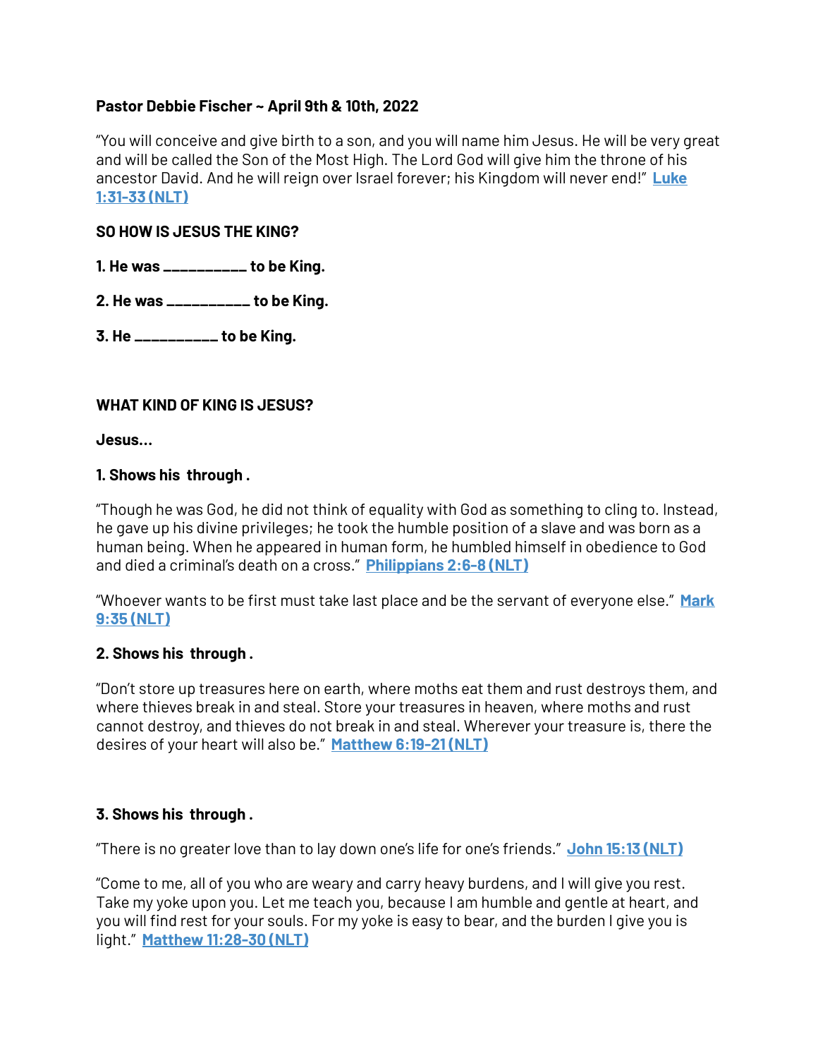**Pastor Debbie Fischer ~ April 9th & 10th, 2022**

"You will conceive and give birth to a son, and you will name him Jesus. He will be very great and will be called the Son of the Most High. The Lord God will give him the throne of his ancestor David. And he will reign over Israel forever; his Kingdom will never end!" **Luke 1:31-33 (NLT)**

**SO HOW IS JESUS THE KING?**

**1. He was __________ to be King.**

**2. He was __________ to be King.**

**3. He __________ to be King.**

**WHAT KIND OF KING IS JESUS?**

**Jesus...**

**1. Shows his  through .**

"Though he was God, he did not think of equality with God as something to cling to. Instead, he gave up his divine privileges; he took the humble position of a slave and was born as a human being. When he appeared in human form, he humbled himself in obedience to God and died a criminal's death on a cross." **Philippians 2:6-8 (NLT)**

"Whoever wants to be first must take last place and be the servant of everyone else." **Mark 9:35 (NLT)**

**2. Shows his  through .**

"Don't store up treasures here on earth, where moths eat them and rust destroys them, and where thieves break in and steal. Store your treasures in heaven, where moths and rust cannot destroy, and thieves do not break in and steal. Wherever your treasure is, there the desires of your heart will also be." **Matthew 6:19-21 (NLT)**

**3. Shows his  through .**

"There is no greater love than to lay down one's life for one's friends." **John 15:13 (NLT)**

"Come to me, all of you who are weary and carry heavy burdens, and I will give you rest. Take my yoke upon you. Let me teach you, because I am humble and gentle at heart, and you will find rest for your souls. For my yoke is easy to bear, and the burden I give you is light." **Matthew 11:28-30 (NLT)**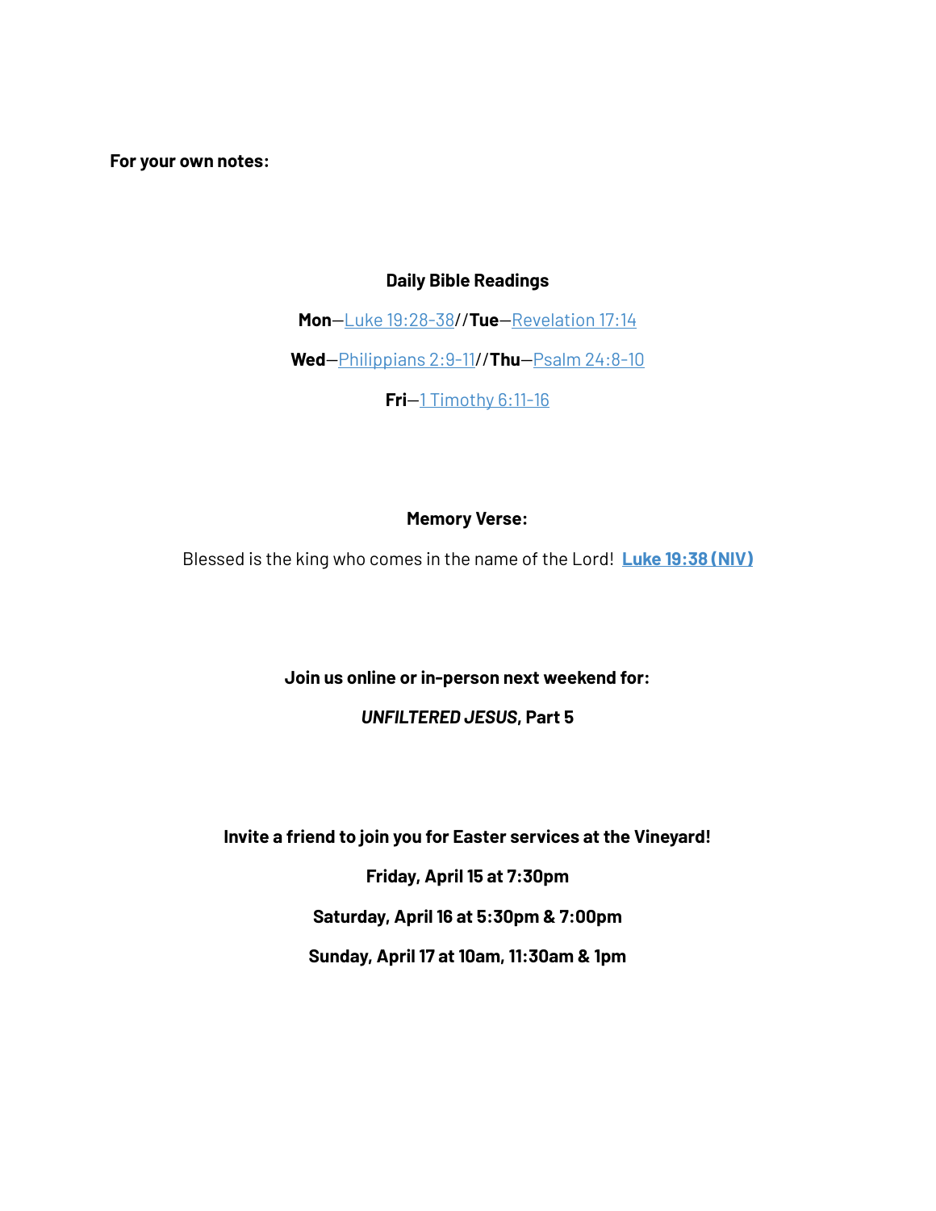**For your own notes:**

**Daily Bible Readings**

**Mon**—Luke 19:28-38//**Tue**—Revelation 17:14

**Wed**—Philippians 2:9-11//**Thu**—Psalm 24:8-10

**Fri**—1 Timothy 6:11-16

**Memory Verse:**

Blessed is the king who comes in the name of the Lord! **Luke 19:38 (NIV)**

**Join us online or in-person next weekend for:**

***UNFILTERED JESUS*, Part 5**

**Invite a friend to join you for Easter services at the Vineyard!**

**Friday, April 15 at 7:30pm**

**Saturday, April 16 at 5:30pm & 7:00pm**

**Sunday, April 17 at 10am, 11:30am & 1pm**